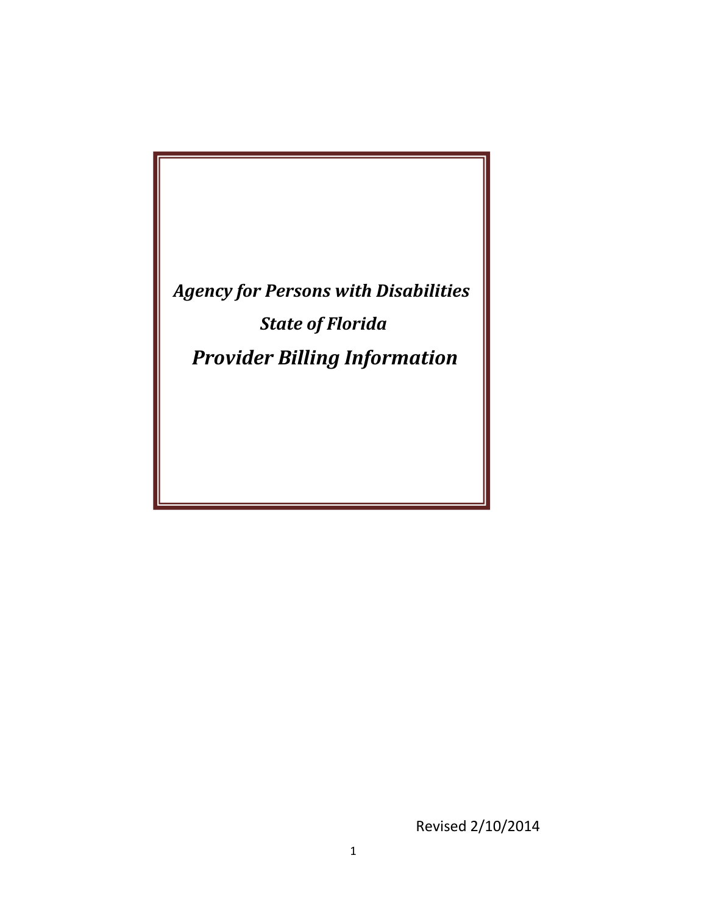# *Agency for Persons with Disabilities*

# *State of Florida*

# *Provider Billing Information*

Revised 2/10/2014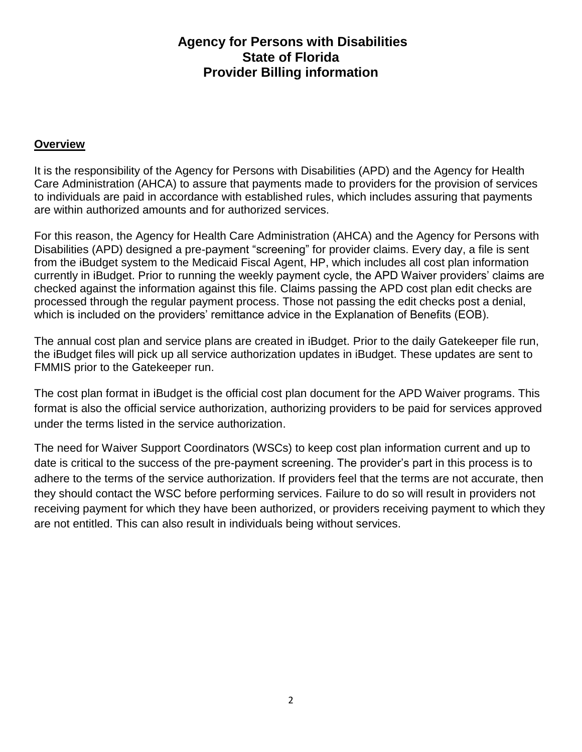# Agency for Persons with Disabilities
# State of Florida
# Provider Billing information

## Overview

It is the responsibility of the Agency for Persons with Disabilities (APD) and the Agency for Health Care Administration (AHCA) to assure that payments made to providers for the provision of services to individuals are paid in accordance with established rules, which includes assuring that payments are within authorized amounts and for authorized services.

For this reason, the Agency for Health Care Administration (AHCA) and the Agency for Persons with Disabilities (APD) designed a pre-payment "screening" for provider claims. Every day, a file is sent from the iBudget system to the Medicaid Fiscal Agent, HP, which includes all cost plan information currently in iBudget. Prior to running the weekly payment cycle, the APD Waiver providers' claims are checked against the information against this file. Claims passing the APD cost plan edit checks are processed through the regular payment process. Those not passing the edit checks post a denial, which is included on the providers' remittance advice in the Explanation of Benefits (EOB).

The annual cost plan and service plans are created in iBudget. Prior to the daily Gatekeeper file run, the iBudget files will pick up all service authorization updates in iBudget. These updates are sent to FMMIS prior to the Gatekeeper run.

The cost plan format in iBudget is the official cost plan document for the APD Waiver programs. This format is also the official service authorization, authorizing providers to be paid for services approved under the terms listed in the service authorization.

The need for Waiver Support Coordinators (WSCs) to keep cost plan information current and up to date is critical to the success of the pre-payment screening. The provider's part in this process is to adhere to the terms of the service authorization. If providers feel that the terms are not accurate, then they should contact the WSC before performing services. Failure to do so will result in providers not receiving payment for which they have been authorized, or providers receiving payment to which they are not entitled. This can also result in individuals being without services.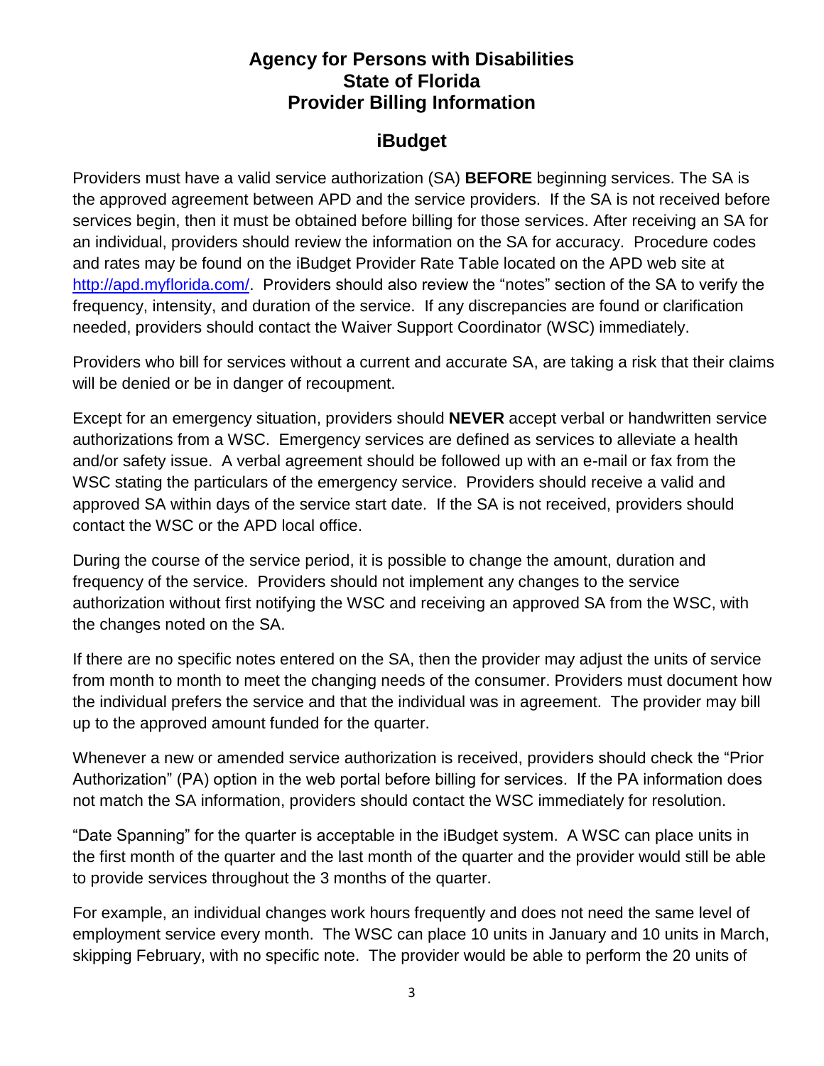# Agency for Persons with Disabilities
# State of Florida
# Provider Billing Information

## iBudget

Providers must have a valid service authorization (SA) **BEFORE** beginning services. The SA is the approved agreement between APD and the service providers. If the SA is not received before services begin, then it must be obtained before billing for those services. After receiving an SA for an individual, providers should review the information on the SA for accuracy. Procedure codes and rates may be found on the iBudget Provider Rate Table located on the APD web site at [http://apd.myflorida.com/](http://apd.myflorida.com/). Providers should also review the "notes" section of the SA to verify the frequency, intensity, and duration of the service. If any discrepancies are found or clarification needed, providers should contact the Waiver Support Coordinator (WSC) immediately.

Providers who bill for services without a current and accurate SA, are taking a risk that their claims will be denied or be in danger of recoupment.

Except for an emergency situation, providers should **NEVER** accept verbal or handwritten service authorizations from a WSC. Emergency services are defined as services to alleviate a health and/or safety issue. A verbal agreement should be followed up with an e-mail or fax from the WSC stating the particulars of the emergency service. Providers should receive a valid and approved SA within days of the service start date. If the SA is not received, providers should contact the WSC or the APD local office.

During the course of the service period, it is possible to change the amount, duration and frequency of the service. Providers should not implement any changes to the service authorization without first notifying the WSC and receiving an approved SA from the WSC, with the changes noted on the SA.

If there are no specific notes entered on the SA, then the provider may adjust the units of service from month to month to meet the changing needs of the consumer. Providers must document how the individual prefers the service and that the individual was in agreement. The provider may bill up to the approved amount funded for the quarter.

Whenever a new or amended service authorization is received, providers should check the "Prior Authorization" (PA) option in the web portal before billing for services. If the PA information does not match the SA information, providers should contact the WSC immediately for resolution.

"Date Spanning" for the quarter is acceptable in the iBudget system. A WSC can place units in the first month of the quarter and the last month of the quarter and the provider would still be able to provide services throughout the 3 months of the quarter.

For example, an individual changes work hours frequently and does not need the same level of employment service every month. The WSC can place 10 units in January and 10 units in March, skipping February, with no specific note. The provider would be able to perform the 20 units of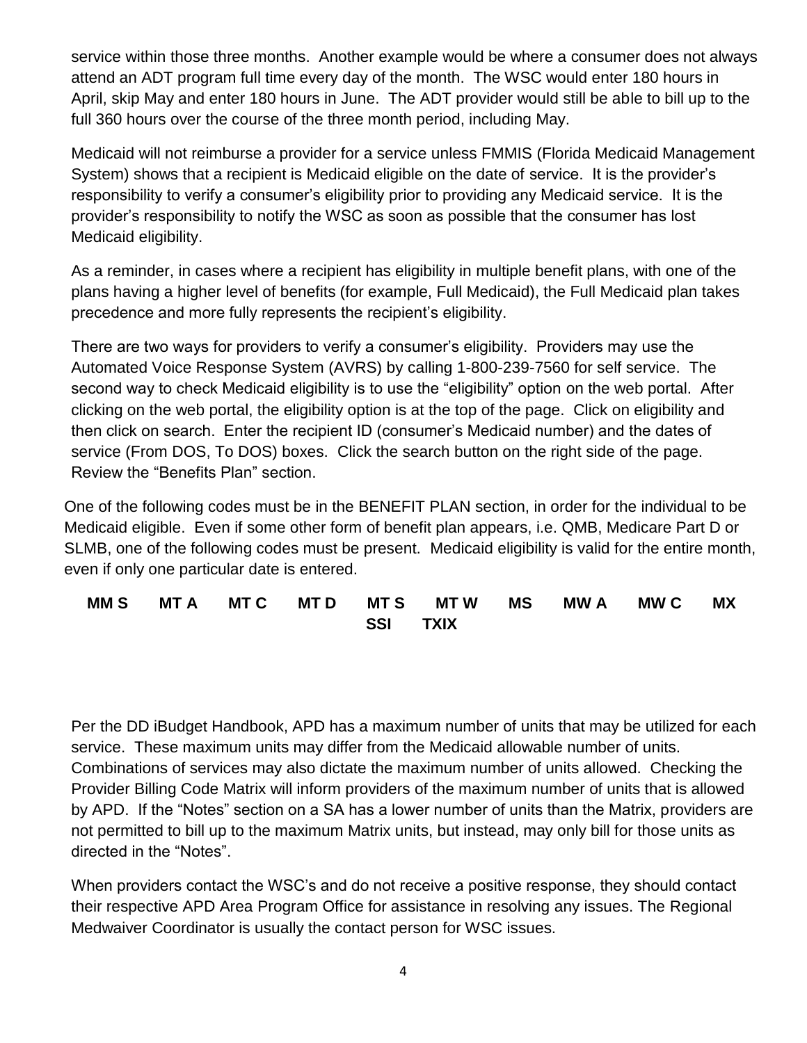service within those three months. Another example would be where a consumer does not always attend an ADT program full time every day of the month. The WSC would enter 180 hours in April, skip May and enter 180 hours in June. The ADT provider would still be able to bill up to the full 360 hours over the course of the three month period, including May.

Medicaid will not reimburse a provider for a service unless FMMIS (Florida Medicaid Management System) shows that a recipient is Medicaid eligible on the date of service. It is the provider's responsibility to verify a consumer's eligibility prior to providing any Medicaid service. It is the provider's responsibility to notify the WSC as soon as possible that the consumer has lost Medicaid eligibility.

As a reminder, in cases where a recipient has eligibility in multiple benefit plans, with one of the plans having a higher level of benefits (for example, Full Medicaid), the Full Medicaid plan takes precedence and more fully represents the recipient's eligibility.

There are two ways for providers to verify a consumer's eligibility. Providers may use the Automated Voice Response System (AVRS) by calling 1-800-239-7560 for self service. The second way to check Medicaid eligibility is to use the "eligibility" option on the web portal. After clicking on the web portal, the eligibility option is at the top of the page. Click on eligibility and then click on search. Enter the recipient ID (consumer's Medicaid number) and the dates of service (From DOS, To DOS) boxes. Click the search button on the right side of the page. Review the "Benefits Plan" section.

One of the following codes must be in the BENEFIT PLAN section, in order for the individual to be Medicaid eligible. Even if some other form of benefit plan appears, i.e. QMB, Medicare Part D or SLMB, one of the following codes must be present. Medicaid eligibility is valid for the entire month, even if only one particular date is entered.

**MM S MT A MT C MT D MT S MT W MS MW A MW C MX SSI TXIX**

Per the DD iBudget Handbook, APD has a maximum number of units that may be utilized for each service. These maximum units may differ from the Medicaid allowable number of units. Combinations of services may also dictate the maximum number of units allowed. Checking the Provider Billing Code Matrix will inform providers of the maximum number of units that is allowed by APD. If the "Notes" section on a SA has a lower number of units than the Matrix, providers are not permitted to bill up to the maximum Matrix units, but instead, may only bill for those units as directed in the "Notes".

When providers contact the WSC's and do not receive a positive response, they should contact their respective APD Area Program Office for assistance in resolving any issues. The Regional Medwaiver Coordinator is usually the contact person for WSC issues.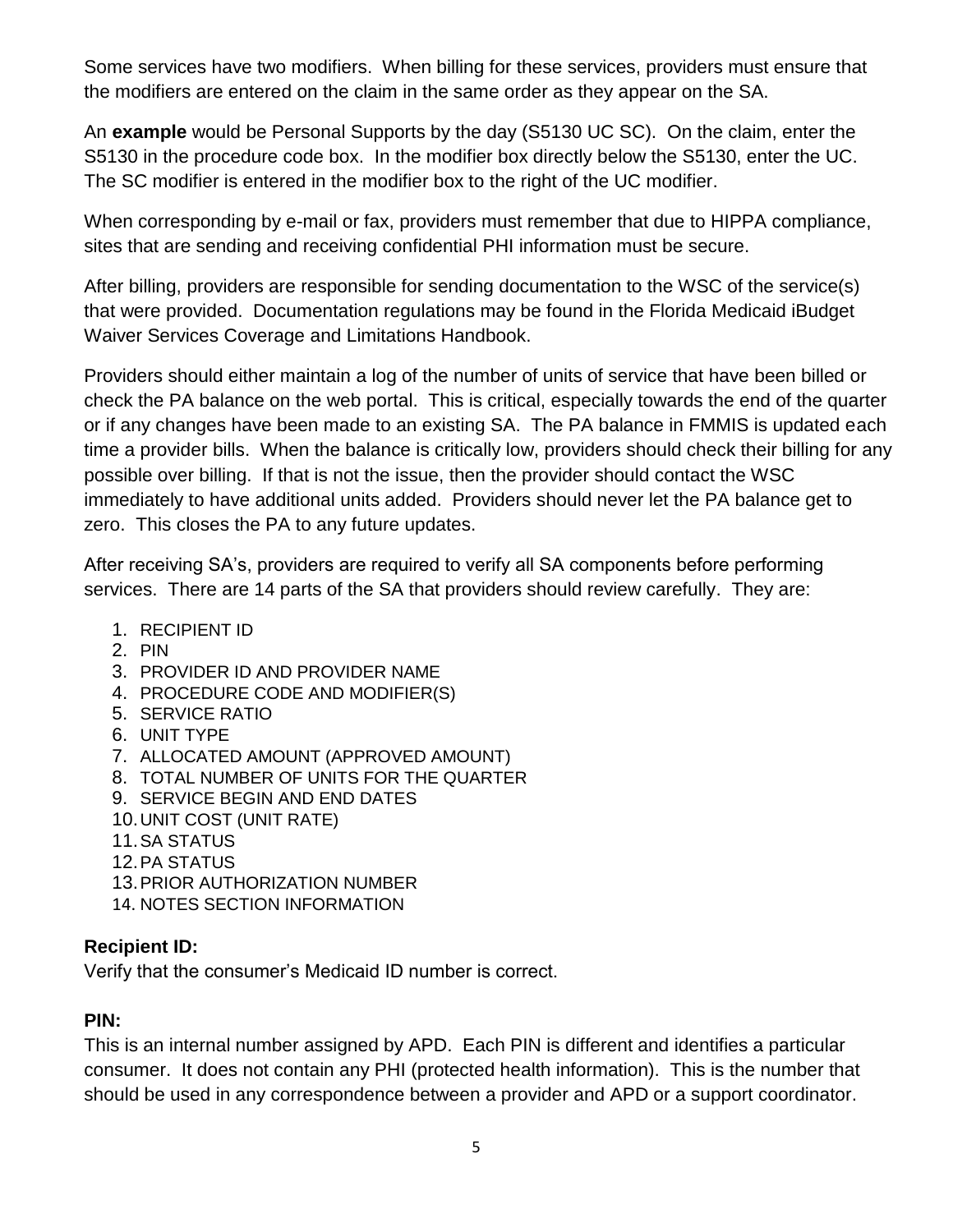Some services have two modifiers. When billing for these services, providers must ensure that the modifiers are entered on the claim in the same order as they appear on the SA.

An **example** would be Personal Supports by the day (S5130 UC SC). On the claim, enter the S5130 in the procedure code box. In the modifier box directly below the S5130, enter the UC. The SC modifier is entered in the modifier box to the right of the UC modifier.

When corresponding by e-mail or fax, providers must remember that due to HIPPA compliance, sites that are sending and receiving confidential PHI information must be secure.

After billing, providers are responsible for sending documentation to the WSC of the service(s) that were provided. Documentation regulations may be found in the Florida Medicaid iBudget Waiver Services Coverage and Limitations Handbook.

Providers should either maintain a log of the number of units of service that have been billed or check the PA balance on the web portal. This is critical, especially towards the end of the quarter or if any changes have been made to an existing SA. The PA balance in FMMIS is updated each time a provider bills. When the balance is critically low, providers should check their billing for any possible over billing. If that is not the issue, then the provider should contact the WSC immediately to have additional units added. Providers should never let the PA balance get to zero. This closes the PA to any future updates.

After receiving SA's, providers are required to verify all SA components before performing services. There are 14 parts of the SA that providers should review carefully. They are:

1. RECIPIENT ID
2. PIN
3. PROVIDER ID AND PROVIDER NAME
4. PROCEDURE CODE AND MODIFIER(S)
5. SERVICE RATIO
6. UNIT TYPE
7. ALLOCATED AMOUNT (APPROVED AMOUNT)
8. TOTAL NUMBER OF UNITS FOR THE QUARTER
9. SERVICE BEGIN AND END DATES
10. UNIT COST (UNIT RATE)
11. SA STATUS
12. PA STATUS
13. PRIOR AUTHORIZATION NUMBER
14. NOTES SECTION INFORMATION

**Recipient ID:**
Verify that the consumer's Medicaid ID number is correct.

**PIN:**
This is an internal number assigned by APD. Each PIN is different and identifies a particular consumer. It does not contain any PHI (protected health information). This is the number that should be used in any correspondence between a provider and APD or a support coordinator.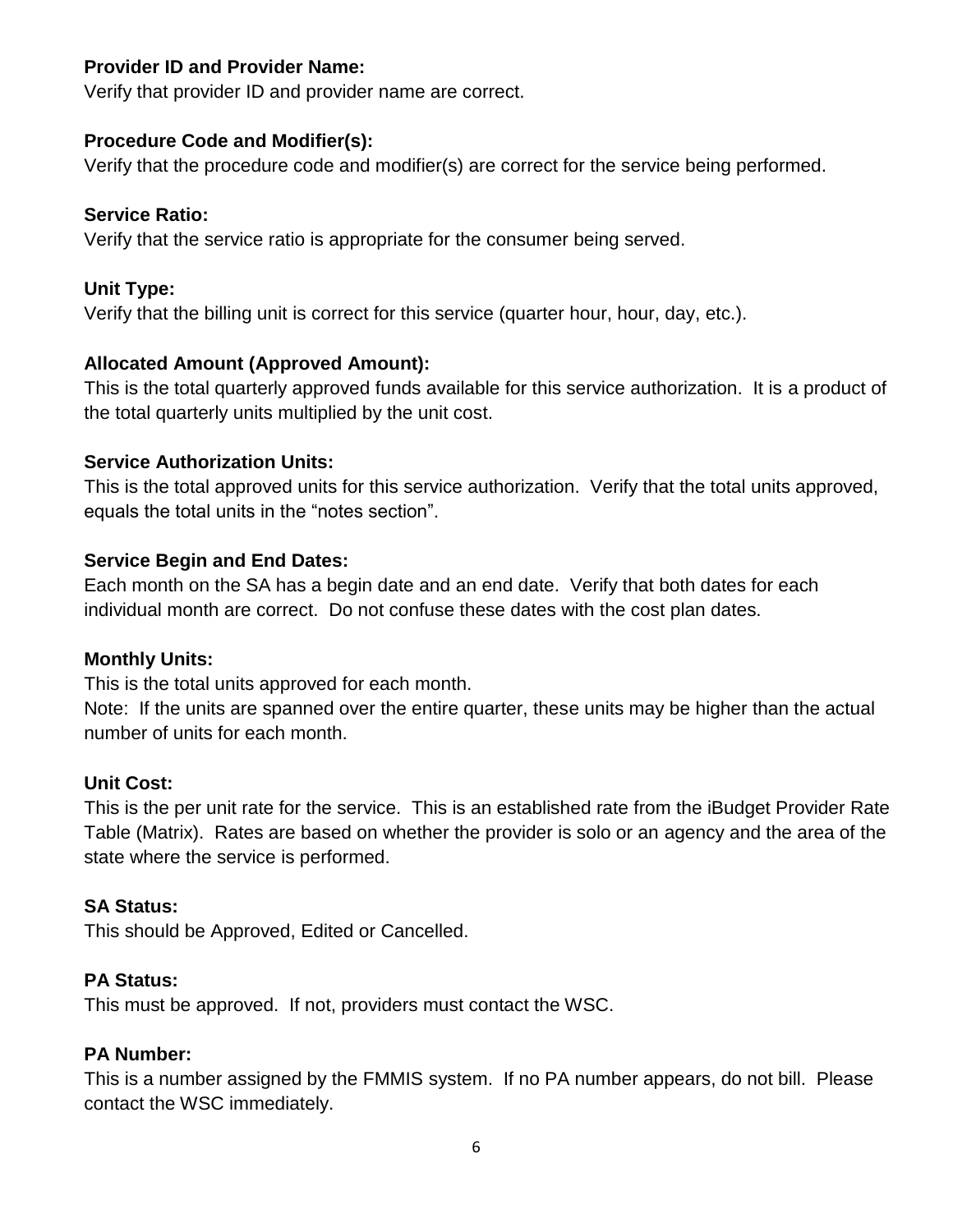**Provider ID and Provider Name:**
Verify that provider ID and provider name are correct.

**Procedure Code and Modifier(s):**
Verify that the procedure code and modifier(s) are correct for the service being performed.

**Service Ratio:**
Verify that the service ratio is appropriate for the consumer being served.

**Unit Type:**
Verify that the billing unit is correct for this service (quarter hour, hour, day, etc.).

**Allocated Amount (Approved Amount):**
This is the total quarterly approved funds available for this service authorization. It is a product of the total quarterly units multiplied by the unit cost.

**Service Authorization Units:**
This is the total approved units for this service authorization. Verify that the total units approved, equals the total units in the "notes section".

**Service Begin and End Dates:**
Each month on the SA has a begin date and an end date. Verify that both dates for each individual month are correct. Do not confuse these dates with the cost plan dates.

**Monthly Units:**
This is the total units approved for each month.
Note: If the units are spanned over the entire quarter, these units may be higher than the actual number of units for each month.

**Unit Cost:**
This is the per unit rate for the service. This is an established rate from the iBudget Provider Rate Table (Matrix). Rates are based on whether the provider is solo or an agency and the area of the state where the service is performed.

**SA Status:**
This should be Approved, Edited or Cancelled.

**PA Status:**
This must be approved. If not, providers must contact the WSC.

**PA Number:**
This is a number assigned by the FMMIS system. If no PA number appears, do not bill. Please contact the WSC immediately.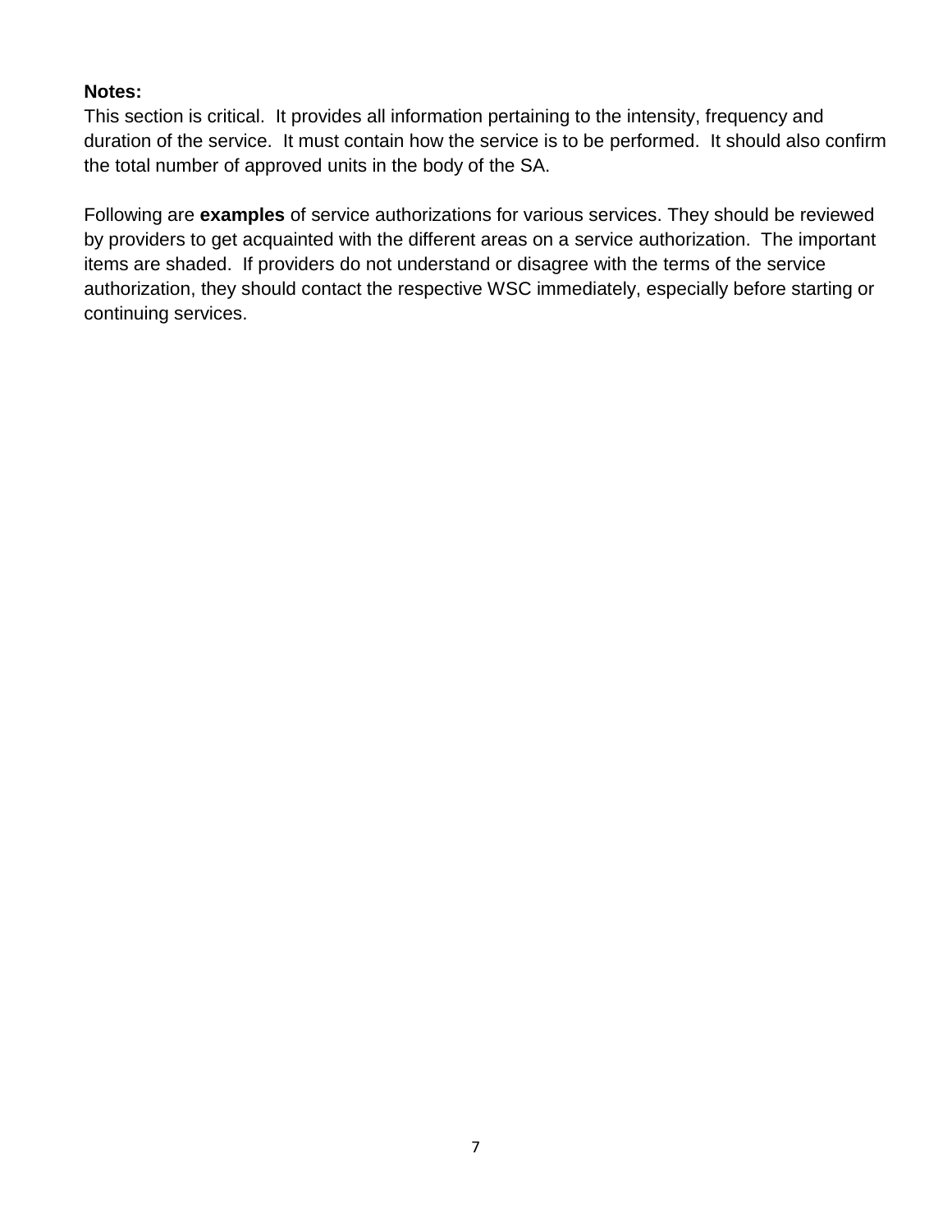**Notes:**
This section is critical.  It provides all information pertaining to the intensity, frequency and duration of the service.  It must contain how the service is to be performed.  It should also confirm the total number of approved units in the body of the SA.

Following are **examples** of service authorizations for various services. They should be reviewed by providers to get acquainted with the different areas on a service authorization.  The important items are shaded.  If providers do not understand or disagree with the terms of the service authorization, they should contact the respective WSC immediately, especially before starting or continuing services.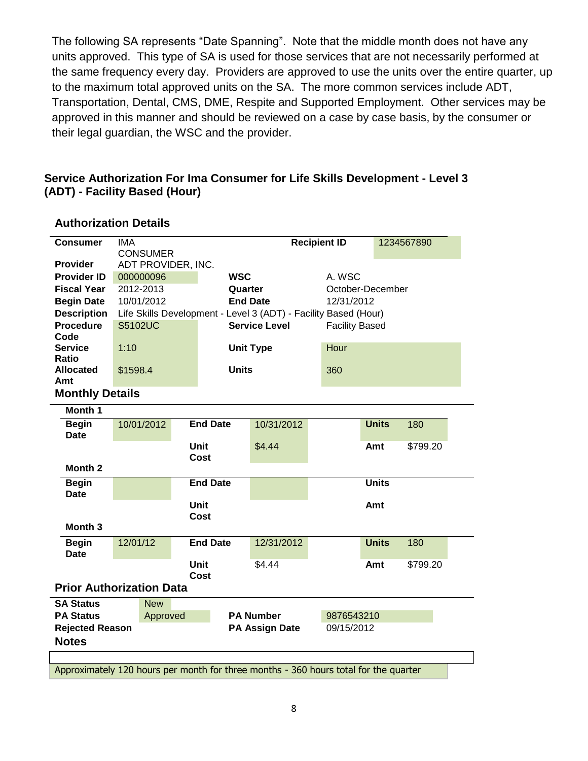The following SA represents "Date Spanning". Note that the middle month does not have any units approved. This type of SA is used for those services that are not necessarily performed at the same frequency every day. Providers are approved to use the units over the entire quarter, up to the maximum total approved units on the SA. The more common services include ADT, Transportation, Dental, CMS, DME, Respite and Supported Employment. Other services may be approved in this manner and should be reviewed on a case by case basis, by the consumer or their legal guardian, the WSC and the provider.

### Service Authorization For Ima Consumer for Life Skills Development - Level 3 (ADT) - Facility Based (Hour)

#### Authorization Details

| | | | |
|---|---|---|---|
| **Consumer** | IMA CONSUMER | **Recipient ID** | 1234567890 |
| **Provider** | ADT PROVIDER, INC. | | |
| **Provider ID** | 000000096 | **WSC** | A. WSC |
| **Fiscal Year** | 2012-2013 | **Quarter** | October-December |
| **Begin Date** | 10/01/2012 | **End Date** | 12/31/2012 |
| **Description** | Life Skills Development - Level 3 (ADT) - Facility Based (Hour) | | |
| **Procedure Code** | S5102UC | **Service Level** | Facility Based |
| **Service Ratio** | 1:10 | **Unit Type** | Hour |
| **Allocated Amt** | $1598.4 | **Units** | 360 |

#### Monthly Details

**Month 1**

| | | | | | |
|---|---|---|---|---|---|
| **Begin Date** | 10/01/2012 | **End Date** | 10/31/2012 | **Units** | 180 |
| | | **Unit Cost** | $4.44 | **Amt** | $799.20 |

**Month 2**

| | | | | | |
|---|---|---|---|---|---|
| **Begin Date** | | **End Date** | | **Units** | |
| | | **Unit Cost** | | **Amt** | |

**Month 3**

| | | | | | |
|---|---|---|---|---|---|
| **Begin Date** | 12/01/12 | **End Date** | 12/31/2012 | **Units** | 180 |
| | | **Unit Cost** | $4.44 | **Amt** | $799.20 |

#### Prior Authorization Data

| | | | |
|---|---|---|---|
| **SA Status** | New | | |
| **PA Status** | Approved | **PA Number** | 9876543210 |
| **Rejected Reason** | | **PA Assign Date** | 09/15/2012 |

#### Notes

Approximately 120 hours per month for three months - 360 hours total for the quarter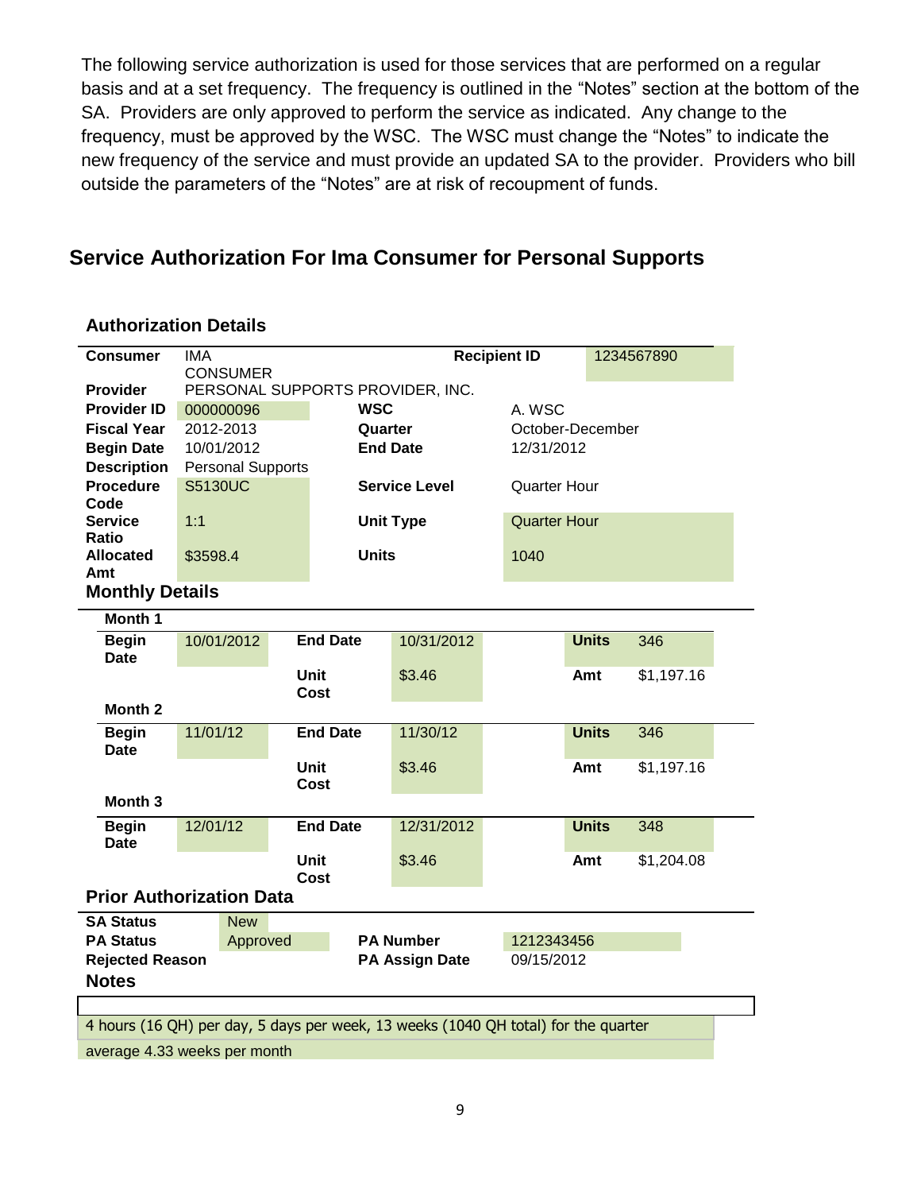The following service authorization is used for those services that are performed on a regular basis and at a set frequency. The frequency is outlined in the "Notes" section at the bottom of the SA. Providers are only approved to perform the service as indicated. Any change to the frequency, must be approved by the WSC. The WSC must change the "Notes" to indicate the new frequency of the service and must provide an updated SA to the provider. Providers who bill outside the parameters of the "Notes" are at risk of recoupment of funds.

## Service Authorization For Ima Consumer for Personal Supports

### Authorization Details

| | | | |
|---|---|---|---|
| **Consumer** | IMA CONSUMER | **Recipient ID** | 1234567890 |
| **Provider** | PERSONAL SUPPORTS PROVIDER, INC. | | |
| **Provider ID** | 000000096 | **WSC** | A. WSC |
| **Fiscal Year** | 2012-2013 | **Quarter** | October-December |
| **Begin Date** | 10/01/2012 | **End Date** | 12/31/2012 |
| **Description** | Personal Supports | | |
| **Procedure Code** | S5130UC | **Service Level** | Quarter Hour |
| **Service Ratio** | 1:1 | **Unit Type** | Quarter Hour |
| **Allocated Amt** | $3598.4 | **Units** | 1040 |

### Monthly Details

**Month 1**

| | | | | | |
|---|---|---|---|---|---|
| **Begin Date** | 10/01/2012 | **End Date** | 10/31/2012 | **Units** | 346 |
| | | **Unit Cost** | $3.46 | **Amt** | $1,197.16 |

**Month 2**

| | | | | | |
|---|---|---|---|---|---|
| **Begin Date** | 11/01/12 | **End Date** | 11/30/12 | **Units** | 346 |
| | | **Unit Cost** | $3.46 | **Amt** | $1,197.16 |

**Month 3**

| | | | | | |
|---|---|---|---|---|---|
| **Begin Date** | 12/01/12 | **End Date** | 12/31/2012 | **Units** | 348 |
| | | **Unit Cost** | $3.46 | **Amt** | $1,204.08 |

### Prior Authorization Data

| | | | |
|---|---|---|---|
| **SA Status** | New | | |
| **PA Status** | Approved | **PA Number** | 1212343456 |
| **Rejected Reason** | | **PA Assign Date** | 09/15/2012 |

### Notes

4 hours (16 QH) per day, 5 days per week, 13 weeks (1040 QH total) for the quarter

average 4.33 weeks per month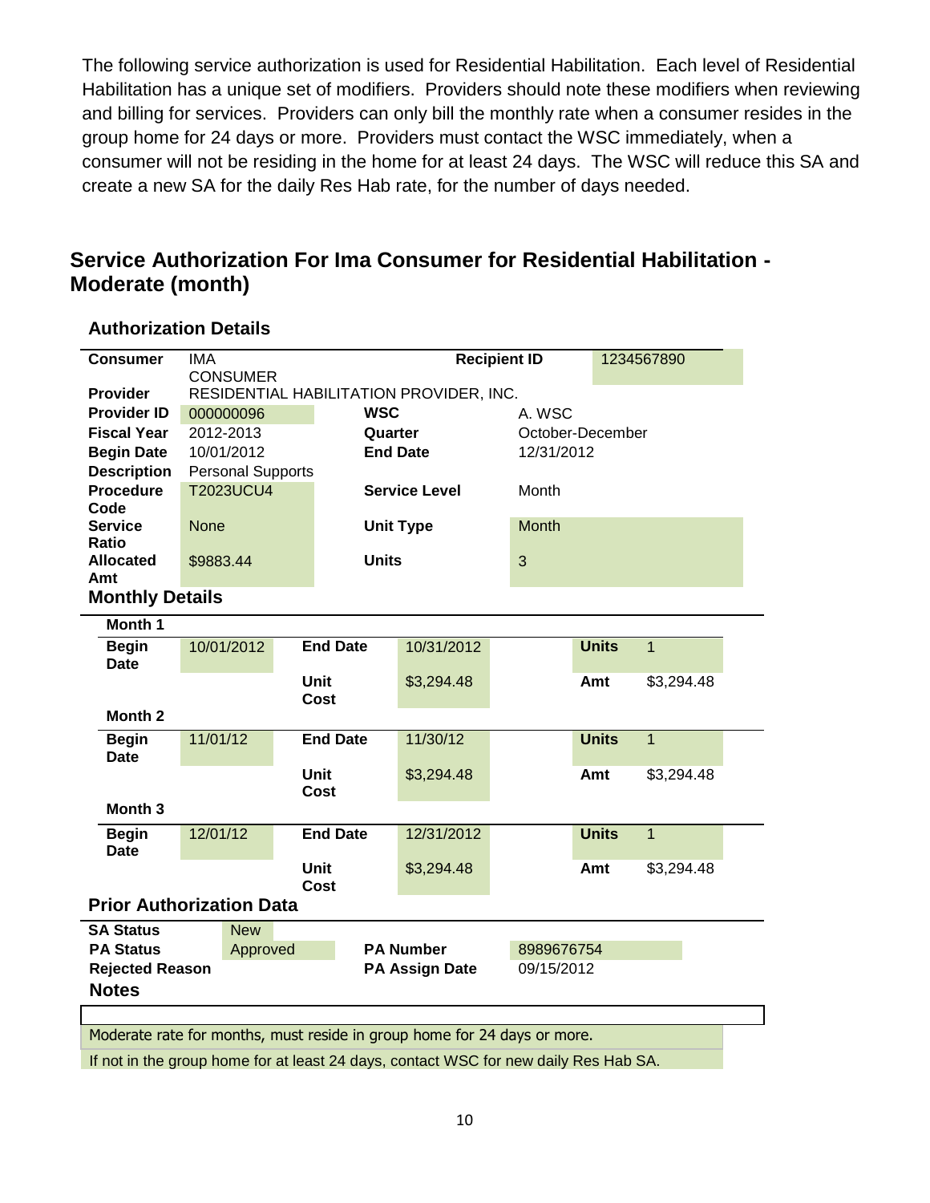The following service authorization is used for Residential Habilitation. Each level of Residential Habilitation has a unique set of modifiers. Providers should note these modifiers when reviewing and billing for services. Providers can only bill the monthly rate when a consumer resides in the group home for 24 days or more. Providers must contact the WSC immediately, when a consumer will not be residing in the home for at least 24 days. The WSC will reduce this SA and create a new SA for the daily Res Hab rate, for the number of days needed.

## Service Authorization For Ima Consumer for Residential Habilitation - Moderate (month)

### Authorization Details

| | | | | | |
|---|---|---|---|---|---|
| **Consumer** | IMA CONSUMER | | **Recipient ID** | 1234567890 | |
| **Provider** | RESIDENTIAL HABILITATION PROVIDER, INC. | | | | |
| **Provider ID** | 000000096 | **WSC** | A. WSC | | |
| **Fiscal Year** | 2012-2013 | **Quarter** | October-December | | |
| **Begin Date** | 10/01/2012 | **End Date** | 12/31/2012 | | |
| **Description** | Personal Supports | | | | |
| **Procedure Code** | T2023UCU4 | **Service Level** | Month | | |
| **Service Ratio** | None | **Unit Type** | Month | | |
| **Allocated Amt** | $9883.44 | **Units** | 3 | | |

### Monthly Details

**Month 1**

| | | | | | |
|---|---|---|---|---|---|
| **Begin Date** | 10/01/2012 | **End Date** | 10/31/2012 | **Units** | 1 |
| | | **Unit Cost** | $3,294.48 | **Amt** | $3,294.48 |

**Month 2**

| | | | | | |
|---|---|---|---|---|---|
| **Begin Date** | 11/01/12 | **End Date** | 11/30/12 | **Units** | 1 |
| | | **Unit Cost** | $3,294.48 | **Amt** | $3,294.48 |

**Month 3**

| | | | | | |
|---|---|---|---|---|---|
| **Begin Date** | 12/01/12 | **End Date** | 12/31/2012 | **Units** | 1 |
| | | **Unit Cost** | $3,294.48 | **Amt** | $3,294.48 |

### Prior Authorization Data

| | | | |
|---|---|---|---|
| **SA Status** | New | | |
| **PA Status** | Approved | **PA Number** | 8989676754 |
| **Rejected Reason** | | **PA Assign Date** | 09/15/2012 |

### Notes

Moderate rate for months, must reside in group home for 24 days or more.

If not in the group home for at least 24 days, contact WSC for new daily Res Hab SA.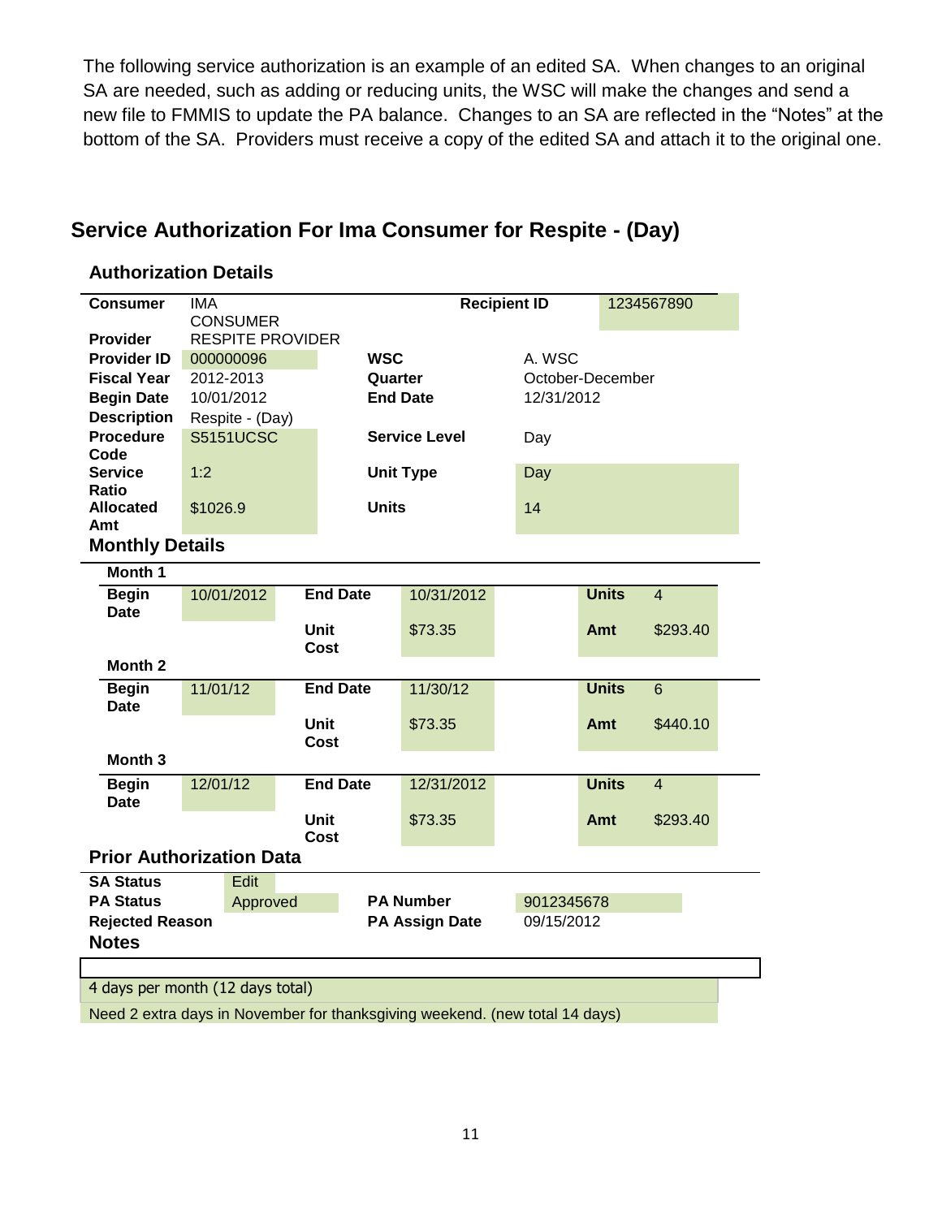The following service authorization is an example of an edited SA. When changes to an original SA are needed, such as adding or reducing units, the WSC will make the changes and send a new file to FMMIS to update the PA balance. Changes to an SA are reflected in the "Notes" at the bottom of the SA. Providers must receive a copy of the edited SA and attach it to the original one.

## Service Authorization For Ima Consumer for Respite - (Day)

### Authorization Details

| | | | |
|---|---|---|---|
| **Consumer** | IMA CONSUMER | **Recipient ID** | 1234567890 |
| **Provider** | RESPITE PROVIDER | | |
| **Provider ID** | 000000096 | **WSC** | A. WSC |
| **Fiscal Year** | 2012-2013 | **Quarter** | October-December |
| **Begin Date** | 10/01/2012 | **End Date** | 12/31/2012 |
| **Description** | Respite - (Day) | | |
| **Procedure Code** | S5151UCSC | **Service Level** | Day |
| **Service Ratio** | 1:2 | **Unit Type** | Day |
| **Allocated Amt** | $1026.9 | **Units** | 14 |

### Monthly Details

**Month 1**

| | | | | | |
|---|---|---|---|---|---|
| **Begin Date** | 10/01/2012 | **End Date** | 10/31/2012 | **Units** | 4 |
| | | **Unit Cost** | $73.35 | **Amt** | $293.40 |

**Month 2**

| | | | | | |
|---|---|---|---|---|---|
| **Begin Date** | 11/01/12 | **End Date** | 11/30/12 | **Units** | 6 |
| | | **Unit Cost** | $73.35 | **Amt** | $440.10 |

**Month 3**

| | | | | | |
|---|---|---|---|---|---|
| **Begin Date** | 12/01/12 | **End Date** | 12/31/2012 | **Units** | 4 |
| | | **Unit Cost** | $73.35 | **Amt** | $293.40 |

### Prior Authorization Data

| | | | |
|---|---|---|---|
| **SA Status** | Edit | | |
| **PA Status** | Approved | **PA Number** | 9012345678 |
| **Rejected Reason** | | **PA Assign Date** | 09/15/2012 |

### Notes

4 days per month (12 days total)

Need 2 extra days in November for thanksgiving weekend. (new total 14 days)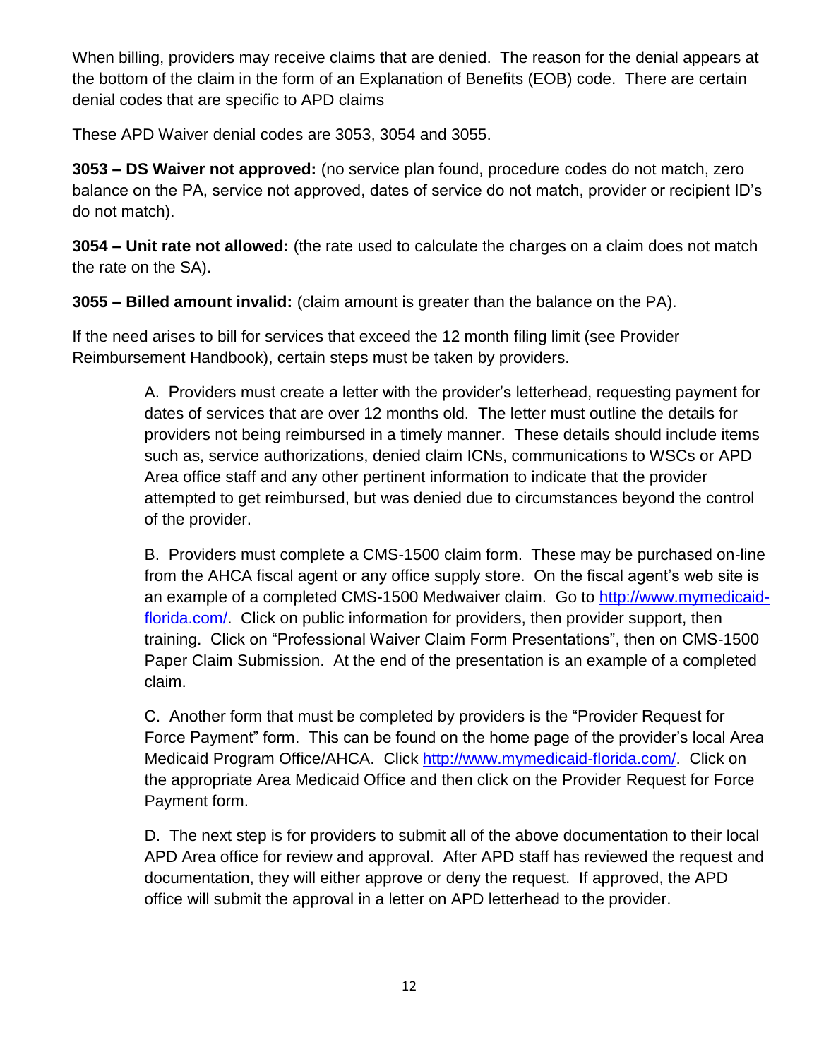When billing, providers may receive claims that are denied. The reason for the denial appears at the bottom of the claim in the form of an Explanation of Benefits (EOB) code. There are certain denial codes that are specific to APD claims

These APD Waiver denial codes are 3053, 3054 and 3055.

**3053 – DS Waiver not approved:** (no service plan found, procedure codes do not match, zero balance on the PA, service not approved, dates of service do not match, provider or recipient ID's do not match).

**3054 – Unit rate not allowed:** (the rate used to calculate the charges on a claim does not match the rate on the SA).

**3055 – Billed amount invalid:** (claim amount is greater than the balance on the PA).

If the need arises to bill for services that exceed the 12 month filing limit (see Provider Reimbursement Handbook), certain steps must be taken by providers.

> A. Providers must create a letter with the provider's letterhead, requesting payment for dates of services that are over 12 months old. The letter must outline the details for providers not being reimbursed in a timely manner. These details should include items such as, service authorizations, denied claim ICNs, communications to WSCs or APD Area office staff and any other pertinent information to indicate that the provider attempted to get reimbursed, but was denied due to circumstances beyond the control of the provider.
>
> B. Providers must complete a CMS-1500 claim form. These may be purchased on-line from the AHCA fiscal agent or any office supply store. On the fiscal agent's web site is an example of a completed CMS-1500 Medwaiver claim. Go to [http://www.mymedicaid-florida.com/](http://www.mymedicaid-florida.com/). Click on public information for providers, then provider support, then training. Click on "Professional Waiver Claim Form Presentations", then on CMS-1500 Paper Claim Submission. At the end of the presentation is an example of a completed claim.
>
> C. Another form that must be completed by providers is the "Provider Request for Force Payment" form. This can be found on the home page of the provider's local Area Medicaid Program Office/AHCA. Click [http://www.mymedicaid-florida.com/](http://www.mymedicaid-florida.com/). Click on the appropriate Area Medicaid Office and then click on the Provider Request for Force Payment form.
>
> D. The next step is for providers to submit all of the above documentation to their local APD Area office for review and approval. After APD staff has reviewed the request and documentation, they will either approve or deny the request. If approved, the APD office will submit the approval in a letter on APD letterhead to the provider.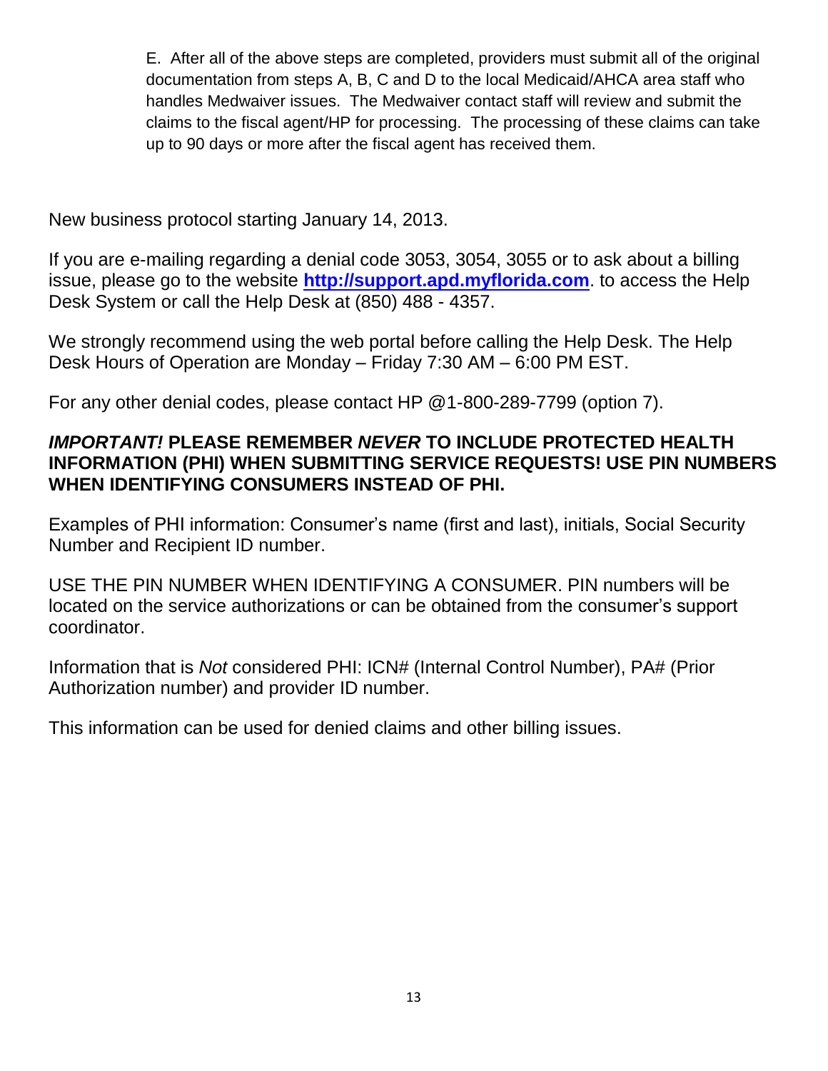E. After all of the above steps are completed, providers must submit all of the original documentation from steps A, B, C and D to the local Medicaid/AHCA area staff who handles Medwaiver issues. The Medwaiver contact staff will review and submit the claims to the fiscal agent/HP for processing. The processing of these claims can take up to 90 days or more after the fiscal agent has received them.

New business protocol starting January 14, 2013.

If you are e-mailing regarding a denial code 3053, 3054, 3055 or to ask about a billing issue, please go to the website **http://support.apd.myflorida.com**. to access the Help Desk System or call the Help Desk at (850) 488 - 4357.

We strongly recommend using the web portal before calling the Help Desk. The Help Desk Hours of Operation are Monday – Friday 7:30 AM – 6:00 PM EST.

For any other denial codes, please contact HP @1-800-289-7799 (option 7).

***IMPORTANT!*** **PLEASE REMEMBER *NEVER* TO INCLUDE PROTECTED HEALTH INFORMATION (PHI) WHEN SUBMITTING SERVICE REQUESTS! USE PIN NUMBERS WHEN IDENTIFYING CONSUMERS INSTEAD OF PHI.**

Examples of PHI information: Consumer's name (first and last), initials, Social Security Number and Recipient ID number.

USE THE PIN NUMBER WHEN IDENTIFYING A CONSUMER. PIN numbers will be located on the service authorizations or can be obtained from the consumer's support coordinator.

Information that is *Not* considered PHI: ICN# (Internal Control Number), PA# (Prior Authorization number) and provider ID number.

This information can be used for denied claims and other billing issues.